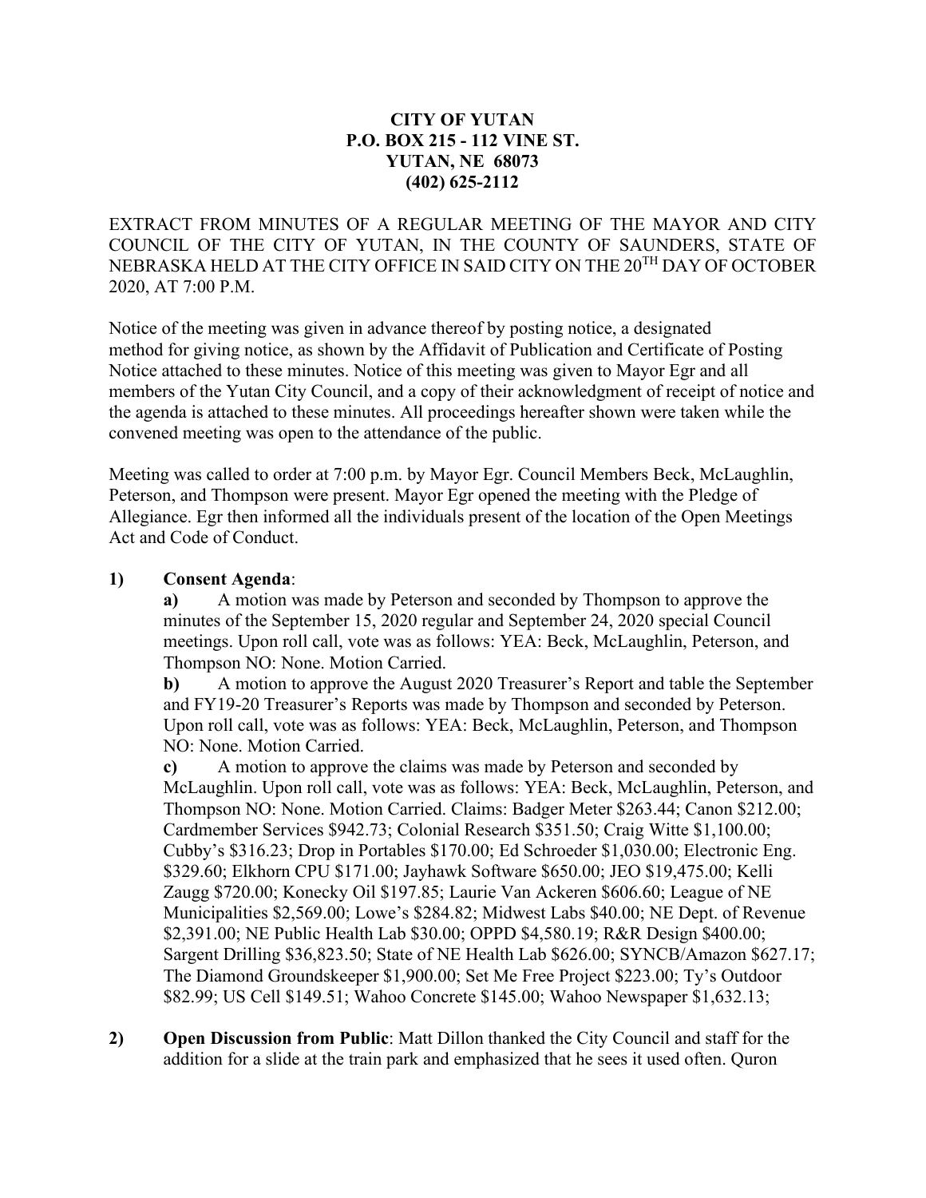**CITY OF YUTAN**
**P.O. BOX 215 - 112 VINE ST.**
**YUTAN, NE 68073**
**(402) 625-2112**

EXTRACT FROM MINUTES OF A REGULAR MEETING OF THE MAYOR AND CITY COUNCIL OF THE CITY OF YUTAN, IN THE COUNTY OF SAUNDERS, STATE OF NEBRASKA HELD AT THE CITY OFFICE IN SAID CITY ON THE 20TH DAY OF OCTOBER 2020, AT 7:00 P.M.

Notice of the meeting was given in advance thereof by posting notice, a designated method for giving notice, as shown by the Affidavit of Publication and Certificate of Posting Notice attached to these minutes. Notice of this meeting was given to Mayor Egr and all members of the Yutan City Council, and a copy of their acknowledgment of receipt of notice and the agenda is attached to these minutes. All proceedings hereafter shown were taken while the convened meeting was open to the attendance of the public.

Meeting was called to order at 7:00 p.m. by Mayor Egr. Council Members Beck, McLaughlin, Peterson, and Thompson were present. Mayor Egr opened the meeting with the Pledge of Allegiance. Egr then informed all the individuals present of the location of the Open Meetings Act and Code of Conduct.

**1) Consent Agenda**:

**a)** A motion was made by Peterson and seconded by Thompson to approve the minutes of the September 15, 2020 regular and September 24, 2020 special Council meetings. Upon roll call, vote was as follows: YEA: Beck, McLaughlin, Peterson, and Thompson NO: None. Motion Carried.

**b)** A motion to approve the August 2020 Treasurer's Report and table the September and FY19-20 Treasurer's Reports was made by Thompson and seconded by Peterson. Upon roll call, vote was as follows: YEA: Beck, McLaughlin, Peterson, and Thompson NO: None. Motion Carried.

**c)** A motion to approve the claims was made by Peterson and seconded by McLaughlin. Upon roll call, vote was as follows: YEA: Beck, McLaughlin, Peterson, and Thompson NO: None. Motion Carried. Claims: Badger Meter $263.44; Canon $212.00; Cardmember Services $942.73; Colonial Research $351.50; Craig Witte $1,100.00; Cubby's $316.23; Drop in Portables $170.00; Ed Schroeder $1,030.00; Electronic Eng. $329.60; Elkhorn CPU $171.00; Jayhawk Software $650.00; JEO $19,475.00; Kelli Zaugg $720.00; Konecky Oil $197.85; Laurie Van Ackeren $606.60; League of NE Municipalities $2,569.00; Lowe's $284.82; Midwest Labs $40.00; NE Dept. of Revenue $2,391.00; NE Public Health Lab $30.00; OPPD $4,580.19; R&R Design $400.00; Sargent Drilling $36,823.50; State of NE Health Lab $626.00; SYNCB/Amazon $627.17; The Diamond Groundskeeper $1,900.00; Set Me Free Project $223.00; Ty's Outdoor $82.99; US Cell $149.51; Wahoo Concrete $145.00; Wahoo Newspaper $1,632.13;

**2) Open Discussion from Public**: Matt Dillon thanked the City Council and staff for the addition for a slide at the train park and emphasized that he sees it used often. Quron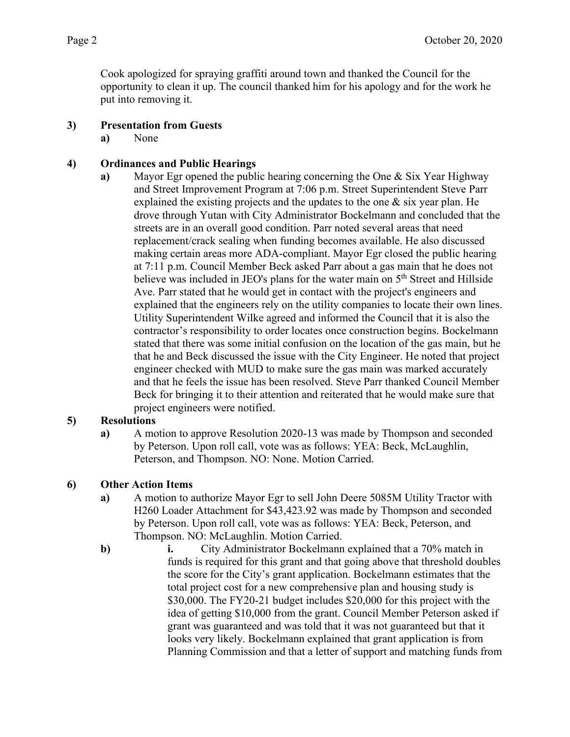Cook apologized for spraying graffiti around town and thanked the Council for the opportunity to clean it up. The council thanked him for his apology and for the work he put into removing it.

**3) Presentation from Guests**

**a)** None

**4) Ordinances and Public Hearings**

**a)** Mayor Egr opened the public hearing concerning the One & Six Year Highway and Street Improvement Program at 7:06 p.m. Street Superintendent Steve Parr explained the existing projects and the updates to the one & six year plan. He drove through Yutan with City Administrator Bockelmann and concluded that the streets are in an overall good condition. Parr noted several areas that need replacement/crack sealing when funding becomes available. He also discussed making certain areas more ADA-compliant. Mayor Egr closed the public hearing at 7:11 p.m. Council Member Beck asked Parr about a gas main that he does not believe was included in JEO's plans for the water main on 5th Street and Hillside Ave. Parr stated that he would get in contact with the project's engineers and explained that the engineers rely on the utility companies to locate their own lines. Utility Superintendent Wilke agreed and informed the Council that it is also the contractor's responsibility to order locates once construction begins. Bockelmann stated that there was some initial confusion on the location of the gas main, but he that he and Beck discussed the issue with the City Engineer. He noted that project engineer checked with MUD to make sure the gas main was marked accurately and that he feels the issue has been resolved. Steve Parr thanked Council Member Beck for bringing it to their attention and reiterated that he would make sure that project engineers were notified.

**5) Resolutions**

**a)** A motion to approve Resolution 2020-13 was made by Thompson and seconded by Peterson. Upon roll call, vote was as follows: YEA: Beck, McLaughlin, Peterson, and Thompson. NO: None. Motion Carried.

**6) Other Action Items**

**a)** A motion to authorize Mayor Egr to sell John Deere 5085M Utility Tractor with H260 Loader Attachment for $43,423.92 was made by Thompson and seconded by Peterson. Upon roll call, vote was as follows: YEA: Beck, Peterson, and Thompson. NO: McLaughlin. Motion Carried.

**b)** **i.** City Administrator Bockelmann explained that a 70% match in funds is required for this grant and that going above that threshold doubles the score for the City's grant application. Bockelmann estimates that the total project cost for a new comprehensive plan and housing study is $30,000. The FY20-21 budget includes $20,000 for this project with the idea of getting $10,000 from the grant. Council Member Peterson asked if grant was guaranteed and was told that it was not guaranteed but that it looks very likely. Bockelmann explained that grant application is from Planning Commission and that a letter of support and matching funds from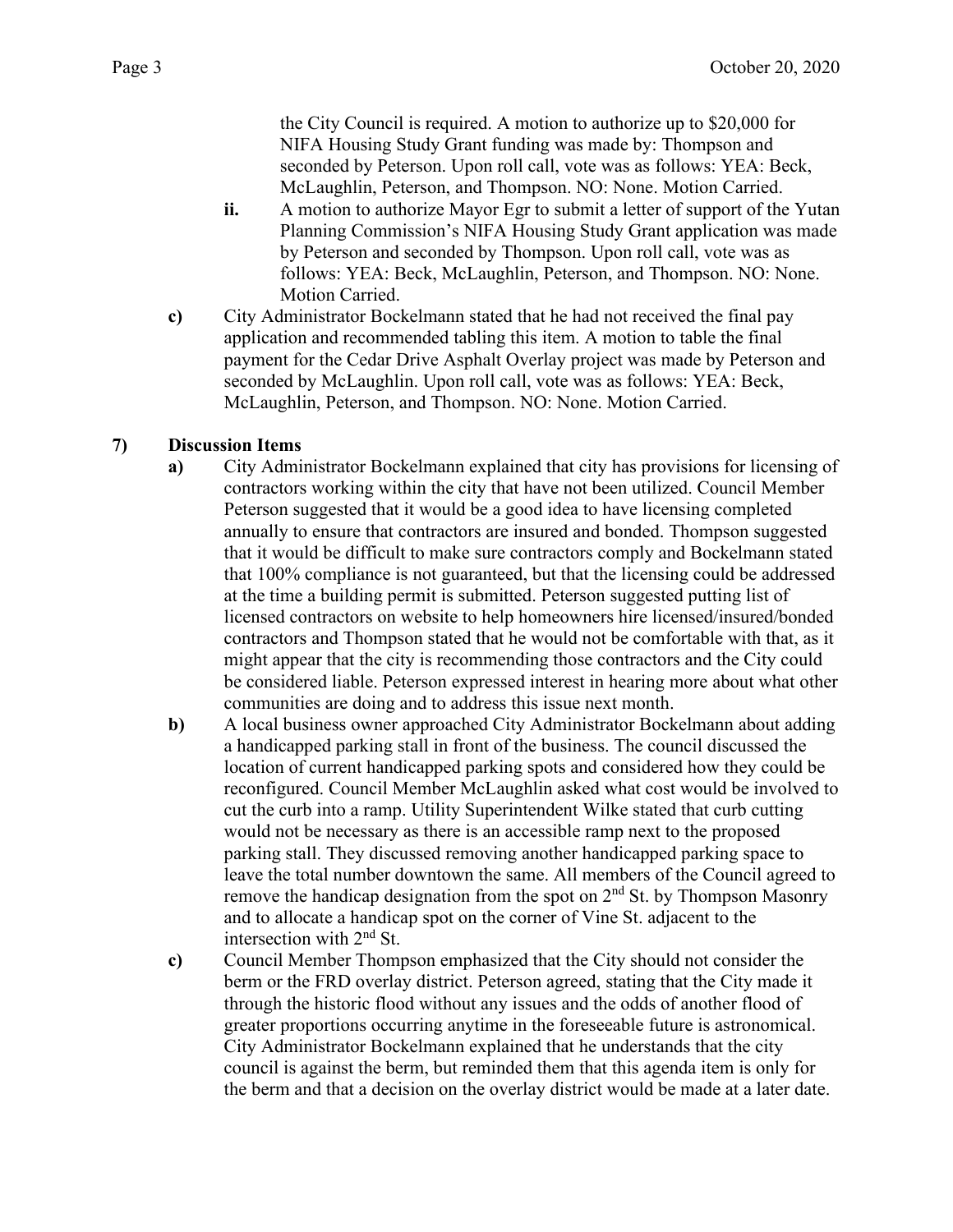the City Council is required. A motion to authorize up to $20,000 for NIFA Housing Study Grant funding was made by: Thompson and seconded by Peterson. Upon roll call, vote was as follows: YEA: Beck, McLaughlin, Peterson, and Thompson. NO: None. Motion Carried.

   **ii.** A motion to authorize Mayor Egr to submit a letter of support of the Yutan Planning Commission's NIFA Housing Study Grant application was made by Peterson and seconded by Thompson. Upon roll call, vote was as follows: YEA: Beck, McLaughlin, Peterson, and Thompson. NO: None. Motion Carried.

**c)** City Administrator Bockelmann stated that he had not received the final pay application and recommended tabling this item. A motion to table the final payment for the Cedar Drive Asphalt Overlay project was made by Peterson and seconded by McLaughlin. Upon roll call, vote was as follows: YEA: Beck, McLaughlin, Peterson, and Thompson. NO: None. Motion Carried.

**7) Discussion Items**

**a)** City Administrator Bockelmann explained that city has provisions for licensing of contractors working within the city that have not been utilized. Council Member Peterson suggested that it would be a good idea to have licensing completed annually to ensure that contractors are insured and bonded. Thompson suggested that it would be difficult to make sure contractors comply and Bockelmann stated that 100% compliance is not guaranteed, but that the licensing could be addressed at the time a building permit is submitted. Peterson suggested putting list of licensed contractors on website to help homeowners hire licensed/insured/bonded contractors and Thompson stated that he would not be comfortable with that, as it might appear that the city is recommending those contractors and the City could be considered liable. Peterson expressed interest in hearing more about what other communities are doing and to address this issue next month.

**b)** A local business owner approached City Administrator Bockelmann about adding a handicapped parking stall in front of the business. The council discussed the location of current handicapped parking spots and considered how they could be reconfigured. Council Member McLaughlin asked what cost would be involved to cut the curb into a ramp. Utility Superintendent Wilke stated that curb cutting would not be necessary as there is an accessible ramp next to the proposed parking stall. They discussed removing another handicapped parking space to leave the total number downtown the same. All members of the Council agreed to remove the handicap designation from the spot on 2nd St. by Thompson Masonry and to allocate a handicap spot on the corner of Vine St. adjacent to the intersection with 2nd St.

**c)** Council Member Thompson emphasized that the City should not consider the berm or the FRD overlay district. Peterson agreed, stating that the City made it through the historic flood without any issues and the odds of another flood of greater proportions occurring anytime in the foreseeable future is astronomical. City Administrator Bockelmann explained that he understands that the city council is against the berm, but reminded them that this agenda item is only for the berm and that a decision on the overlay district would be made at a later date.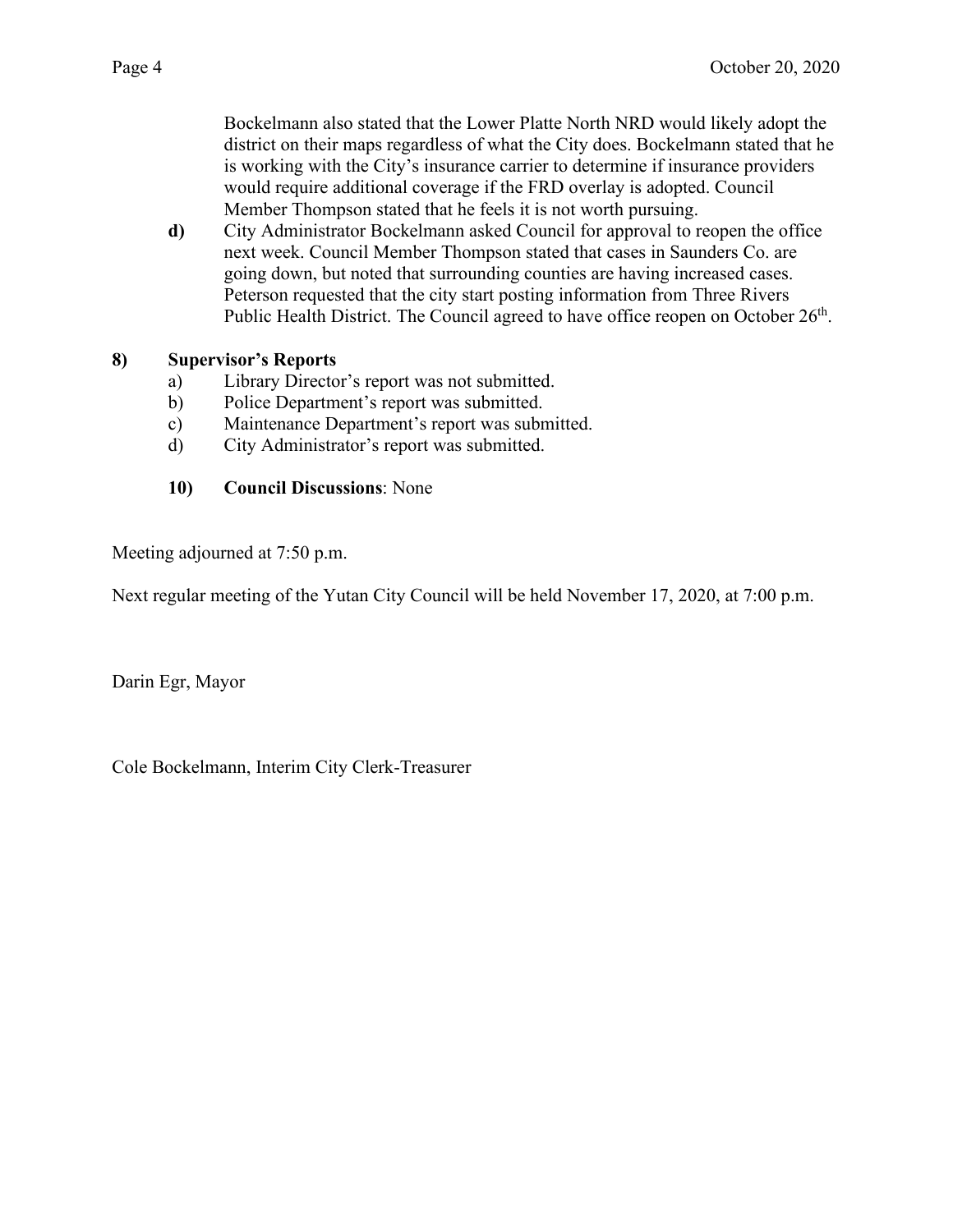Bockelmann also stated that the Lower Platte North NRD would likely adopt the district on their maps regardless of what the City does. Bockelmann stated that he is working with the City's insurance carrier to determine if insurance providers would require additional coverage if the FRD overlay is adopted. Council Member Thompson stated that he feels it is not worth pursuing.

**d)** City Administrator Bockelmann asked Council for approval to reopen the office next week. Council Member Thompson stated that cases in Saunders Co. are going down, but noted that surrounding counties are having increased cases. Peterson requested that the city start posting information from Three Rivers Public Health District. The Council agreed to have office reopen on October 26th.

**8) Supervisor's Reports**

a) Library Director's report was not submitted.
b) Police Department's report was submitted.
c) Maintenance Department's report was submitted.
d) City Administrator's report was submitted.

**10) Council Discussions**: None

Meeting adjourned at 7:50 p.m.

Next regular meeting of the Yutan City Council will be held November 17, 2020, at 7:00 p.m.

Darin Egr, Mayor

Cole Bockelmann, Interim City Clerk-Treasurer